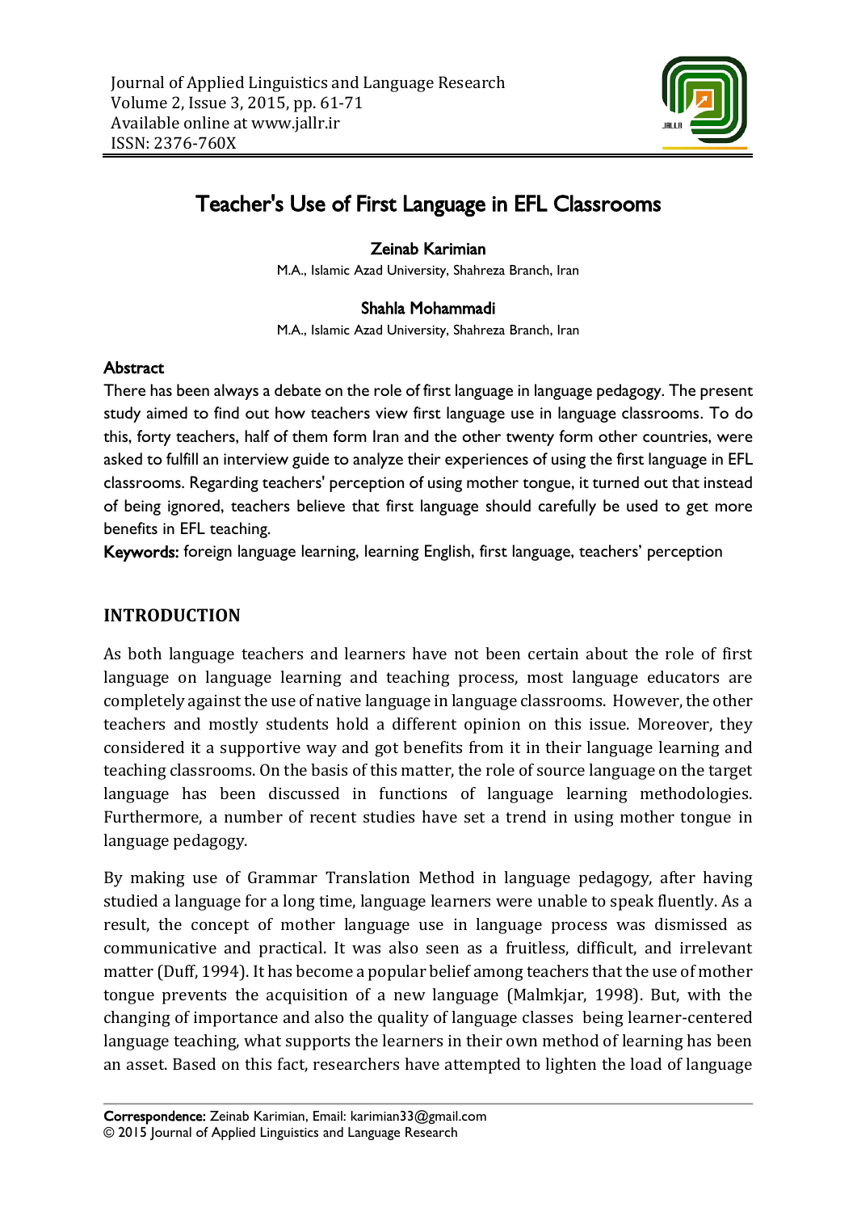# Teacher's Use of First Language in EFL Classrooms

**Zeinab Karimian**

M.A., Islamic Azad University, Shahreza Branch, Iran

**Shahla Mohammadi**

M.A., Islamic Azad University, Shahreza Branch, Iran

## Abstract

There has been always a debate on the role of first language in language pedagogy. The present study aimed to find out how teachers view first language use in language classrooms. To do this, forty teachers, half of them form Iran and the other twenty form other countries, were asked to fulfill an interview guide to analyze their experiences of using the first language in EFL classrooms. Regarding teachers' perception of using mother tongue, it turned out that instead of being ignored, teachers believe that first language should carefully be used to get more benefits in EFL teaching.

**Keywords:** foreign language learning, learning English, first language, teachers' perception

## INTRODUCTION

As both language teachers and learners have not been certain about the role of first language on language learning and teaching process, most language educators are completely against the use of native language in language classrooms. However, the other teachers and mostly students hold a different opinion on this issue. Moreover, they considered it a supportive way and got benefits from it in their language learning and teaching classrooms. On the basis of this matter, the role of source language on the target language has been discussed in functions of language learning methodologies. Furthermore, a number of recent studies have set a trend in using mother tongue in language pedagogy.

By making use of Grammar Translation Method in language pedagogy, after having studied a language for a long time, language learners were unable to speak fluently. As a result, the concept of mother language use in language process was dismissed as communicative and practical. It was also seen as a fruitless, difficult, and irrelevant matter (Duff, 1994). It has become a popular belief among teachers that the use of mother tongue prevents the acquisition of a new language (Malmkjar, 1998). But, with the changing of importance and also the quality of language classes being learner-centered language teaching, what supports the learners in their own method of learning has been an asset. Based on this fact, researchers have attempted to lighten the load of language

Correspondence: Zeinab Karimian, Email: karimian33@gmail.com
© 2015 Journal of Applied Linguistics and Language Research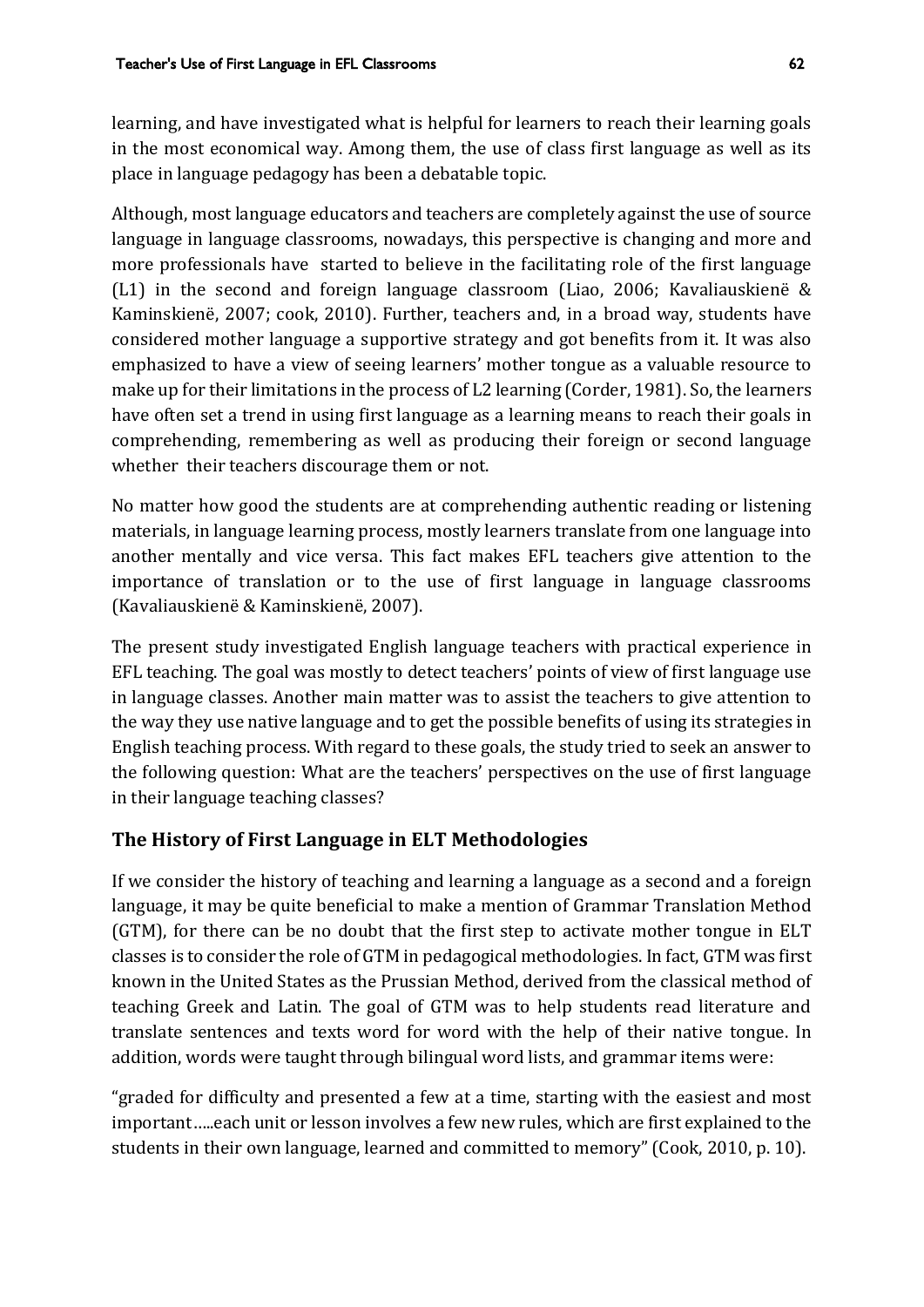learning, and have investigated what is helpful for learners to reach their learning goals in the most economical way. Among them, the use of class first language as well as its place in language pedagogy has been a debatable topic.

Although, most language educators and teachers are completely against the use of source language in language classrooms, nowadays, this perspective is changing and more and more professionals have started to believe in the facilitating role of the first language (L1) in the second and foreign language classroom (Liao, 2006; Kavaliauskienë & Kaminskienë, 2007; cook, 2010). Further, teachers and, in a broad way, students have considered mother language a supportive strategy and got benefits from it. It was also emphasized to have a view of seeing learners' mother tongue as a valuable resource to make up for their limitations in the process of L2 learning (Corder, 1981). So, the learners have often set a trend in using first language as a learning means to reach their goals in comprehending, remembering as well as producing their foreign or second language whether their teachers discourage them or not.

No matter how good the students are at comprehending authentic reading or listening materials, in language learning process, mostly learners translate from one language into another mentally and vice versa. This fact makes EFL teachers give attention to the importance of translation or to the use of first language in language classrooms (Kavaliauskienë & Kaminskienë, 2007).

The present study investigated English language teachers with practical experience in EFL teaching. The goal was mostly to detect teachers' points of view of first language use in language classes. Another main matter was to assist the teachers to give attention to the way they use native language and to get the possible benefits of using its strategies in English teaching process. With regard to these goals, the study tried to seek an answer to the following question: What are the teachers' perspectives on the use of first language in their language teaching classes?

## The History of First Language in ELT Methodologies

If we consider the history of teaching and learning a language as a second and a foreign language, it may be quite beneficial to make a mention of Grammar Translation Method (GTM), for there can be no doubt that the first step to activate mother tongue in ELT classes is to consider the role of GTM in pedagogical methodologies. In fact, GTM was first known in the United States as the Prussian Method, derived from the classical method of teaching Greek and Latin. The goal of GTM was to help students read literature and translate sentences and texts word for word with the help of their native tongue. In addition, words were taught through bilingual word lists, and grammar items were:

"graded for difficulty and presented a few at a time, starting with the easiest and most important…..each unit or lesson involves a few new rules, which are first explained to the students in their own language, learned and committed to memory" (Cook, 2010, p. 10).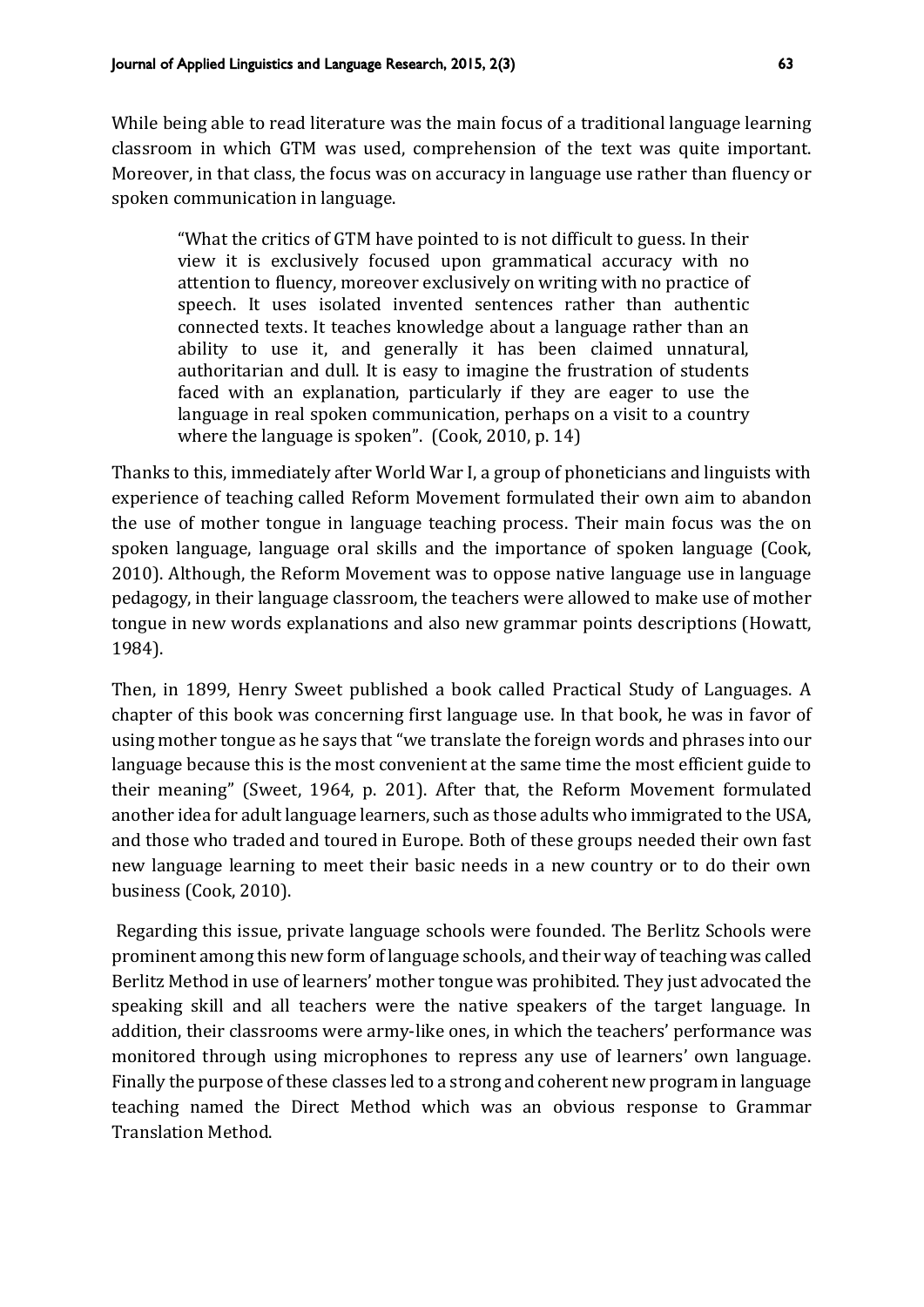While being able to read literature was the main focus of a traditional language learning classroom in which GTM was used, comprehension of the text was quite important. Moreover, in that class, the focus was on accuracy in language use rather than fluency or spoken communication in language.

> "What the critics of GTM have pointed to is not difficult to guess. In their view it is exclusively focused upon grammatical accuracy with no attention to fluency, moreover exclusively on writing with no practice of speech. It uses isolated invented sentences rather than authentic connected texts. It teaches knowledge about a language rather than an ability to use it, and generally it has been claimed unnatural, authoritarian and dull. It is easy to imagine the frustration of students faced with an explanation, particularly if they are eager to use the language in real spoken communication, perhaps on a visit to a country where the language is spoken". (Cook, 2010, p. 14)

Thanks to this, immediately after World War I, a group of phoneticians and linguists with experience of teaching called Reform Movement formulated their own aim to abandon the use of mother tongue in language teaching process. Their main focus was the on spoken language, language oral skills and the importance of spoken language (Cook, 2010). Although, the Reform Movement was to oppose native language use in language pedagogy, in their language classroom, the teachers were allowed to make use of mother tongue in new words explanations and also new grammar points descriptions (Howatt, 1984).

Then, in 1899, Henry Sweet published a book called Practical Study of Languages. A chapter of this book was concerning first language use. In that book, he was in favor of using mother tongue as he says that "we translate the foreign words and phrases into our language because this is the most convenient at the same time the most efficient guide to their meaning" (Sweet, 1964, p. 201). After that, the Reform Movement formulated another idea for adult language learners, such as those adults who immigrated to the USA, and those who traded and toured in Europe. Both of these groups needed their own fast new language learning to meet their basic needs in a new country or to do their own business (Cook, 2010).

Regarding this issue, private language schools were founded. The Berlitz Schools were prominent among this new form of language schools, and their way of teaching was called Berlitz Method in use of learners' mother tongue was prohibited. They just advocated the speaking skill and all teachers were the native speakers of the target language. In addition, their classrooms were army-like ones, in which the teachers' performance was monitored through using microphones to repress any use of learners' own language. Finally the purpose of these classes led to a strong and coherent new program in language teaching named the Direct Method which was an obvious response to Grammar Translation Method.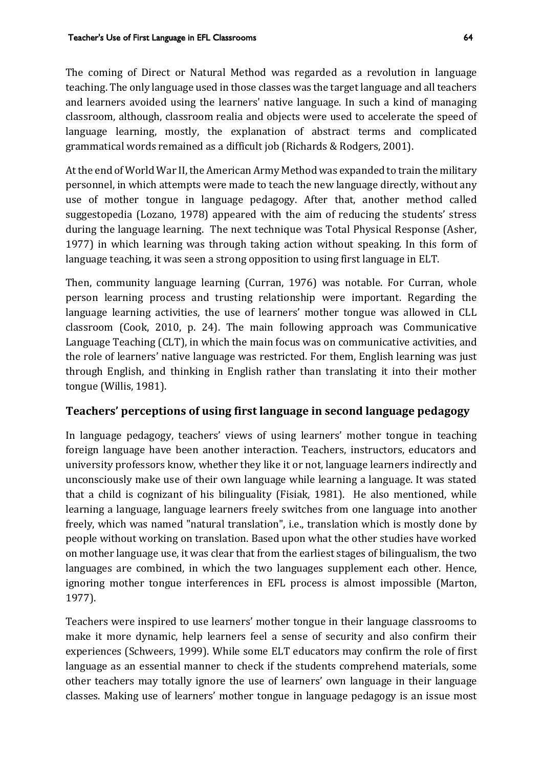The coming of Direct or Natural Method was regarded as a revolution in language teaching. The only language used in those classes was the target language and all teachers and learners avoided using the learners' native language. In such a kind of managing classroom, although, classroom realia and objects were used to accelerate the speed of language learning, mostly, the explanation of abstract terms and complicated grammatical words remained as a difficult job (Richards & Rodgers, 2001).

At the end of World War II, the American Army Method was expanded to train the military personnel, in which attempts were made to teach the new language directly, without any use of mother tongue in language pedagogy. After that, another method called suggestopedia (Lozano, 1978) appeared with the aim of reducing the students' stress during the language learning. The next technique was Total Physical Response (Asher, 1977) in which learning was through taking action without speaking. In this form of language teaching, it was seen a strong opposition to using first language in ELT.

Then, community language learning (Curran, 1976) was notable. For Curran, whole person learning process and trusting relationship were important. Regarding the language learning activities, the use of learners' mother tongue was allowed in CLL classroom (Cook, 2010, p. 24). The main following approach was Communicative Language Teaching (CLT), in which the main focus was on communicative activities, and the role of learners' native language was restricted. For them, English learning was just through English, and thinking in English rather than translating it into their mother tongue (Willis, 1981).

## Teachers' perceptions of using first language in second language pedagogy

In language pedagogy, teachers' views of using learners' mother tongue in teaching foreign language have been another interaction. Teachers, instructors, educators and university professors know, whether they like it or not, language learners indirectly and unconsciously make use of their own language while learning a language. It was stated that a child is cognizant of his bilinguality (Fisiak, 1981). He also mentioned, while learning a language, language learners freely switches from one language into another freely, which was named "natural translation", i.e., translation which is mostly done by people without working on translation. Based upon what the other studies have worked on mother language use, it was clear that from the earliest stages of bilingualism, the two languages are combined, in which the two languages supplement each other. Hence, ignoring mother tongue interferences in EFL process is almost impossible (Marton, 1977).

Teachers were inspired to use learners' mother tongue in their language classrooms to make it more dynamic, help learners feel a sense of security and also confirm their experiences (Schweers, 1999). While some ELT educators may confirm the role of first language as an essential manner to check if the students comprehend materials, some other teachers may totally ignore the use of learners' own language in their language classes. Making use of learners' mother tongue in language pedagogy is an issue most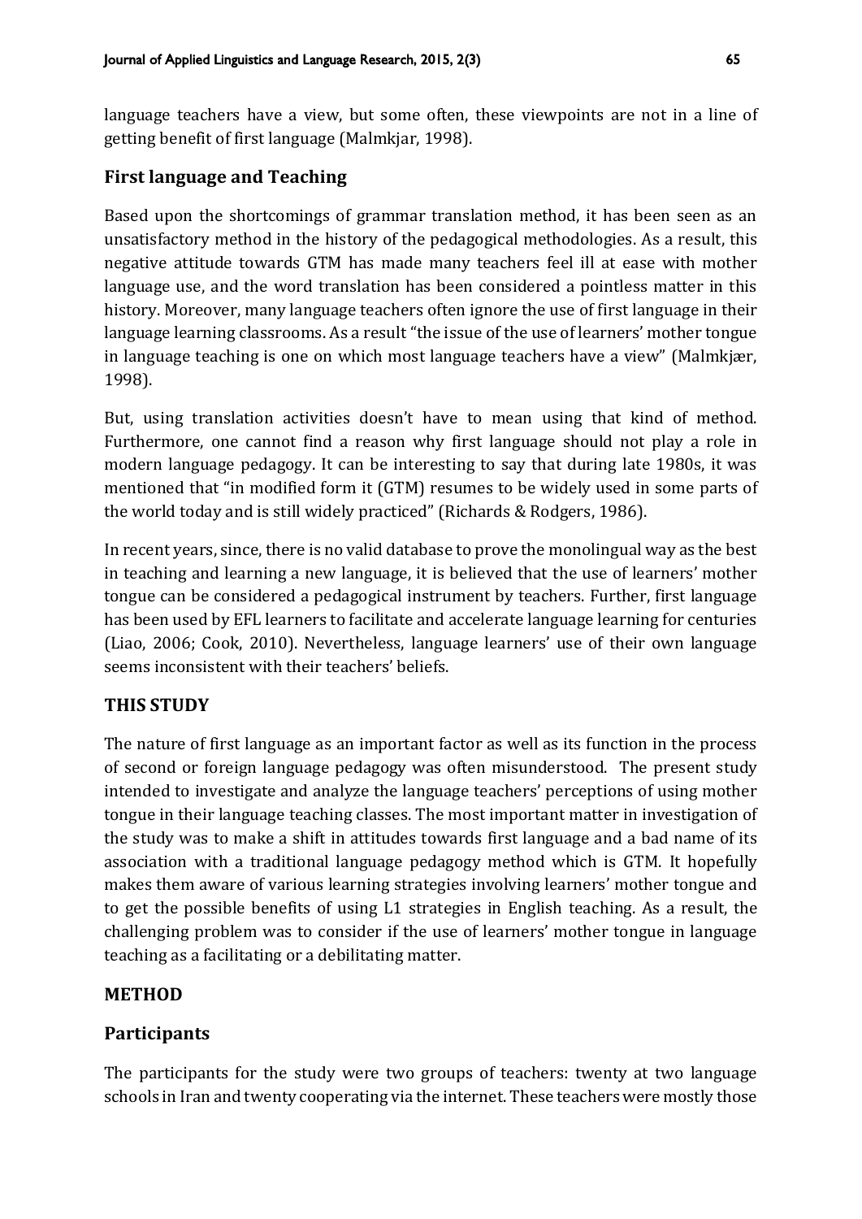language teachers have a view, but some often, these viewpoints are not in a line of getting benefit of first language (Malmkjar, 1998).

## First language and Teaching

Based upon the shortcomings of grammar translation method, it has been seen as an unsatisfactory method in the history of the pedagogical methodologies. As a result, this negative attitude towards GTM has made many teachers feel ill at ease with mother language use, and the word translation has been considered a pointless matter in this history. Moreover, many language teachers often ignore the use of first language in their language learning classrooms. As a result "the issue of the use of learners' mother tongue in language teaching is one on which most language teachers have a view" (Malmkjær, 1998).

But, using translation activities doesn't have to mean using that kind of method. Furthermore, one cannot find a reason why first language should not play a role in modern language pedagogy. It can be interesting to say that during late 1980s, it was mentioned that "in modified form it (GTM) resumes to be widely used in some parts of the world today and is still widely practiced" (Richards & Rodgers, 1986).

In recent years, since, there is no valid database to prove the monolingual way as the best in teaching and learning a new language, it is believed that the use of learners' mother tongue can be considered a pedagogical instrument by teachers. Further, first language has been used by EFL learners to facilitate and accelerate language learning for centuries (Liao, 2006; Cook, 2010). Nevertheless, language learners' use of their own language seems inconsistent with their teachers' beliefs.

## THIS STUDY

The nature of first language as an important factor as well as its function in the process of second or foreign language pedagogy was often misunderstood. The present study intended to investigate and analyze the language teachers' perceptions of using mother tongue in their language teaching classes. The most important matter in investigation of the study was to make a shift in attitudes towards first language and a bad name of its association with a traditional language pedagogy method which is GTM. It hopefully makes them aware of various learning strategies involving learners' mother tongue and to get the possible benefits of using L1 strategies in English teaching. As a result, the challenging problem was to consider if the use of learners' mother tongue in language teaching as a facilitating or a debilitating matter.

## METHOD

### Participants

The participants for the study were two groups of teachers: twenty at two language schools in Iran and twenty cooperating via the internet. These teachers were mostly those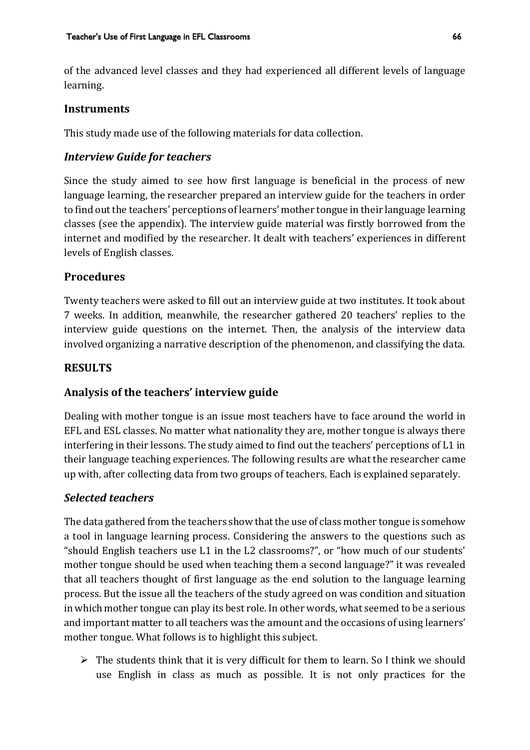of the advanced level classes and they had experienced all different levels of language learning.

## Instruments

This study made use of the following materials for data collection.

### *Interview Guide for teachers*

Since the study aimed to see how first language is beneficial in the process of new language learning, the researcher prepared an interview guide for the teachers in order to find out the teachers' perceptions of learners' mother tongue in their language learning classes (see the appendix). The interview guide material was firstly borrowed from the internet and modified by the researcher. It dealt with teachers' experiences in different levels of English classes.

## Procedures

Twenty teachers were asked to fill out an interview guide at two institutes. It took about 7 weeks. In addition, meanwhile, the researcher gathered 20 teachers' replies to the interview guide questions on the internet. Then, the analysis of the interview data involved organizing a narrative description of the phenomenon, and classifying the data.

## RESULTS

## Analysis of the teachers' interview guide

Dealing with mother tongue is an issue most teachers have to face around the world in EFL and ESL classes. No matter what nationality they are, mother tongue is always there interfering in their lessons. The study aimed to find out the teachers' perceptions of L1 in their language teaching experiences. The following results are what the researcher came up with, after collecting data from two groups of teachers. Each is explained separately.

### *Selected teachers*

The data gathered from the teachers show that the use of class mother tongue is somehow a tool in language learning process. Considering the answers to the questions such as "should English teachers use L1 in the L2 classrooms?", or "how much of our students' mother tongue should be used when teaching them a second language?" it was revealed that all teachers thought of first language as the end solution to the language learning process. But the issue all the teachers of the study agreed on was condition and situation in which mother tongue can play its best role. In other words, what seemed to be a serious and important matter to all teachers was the amount and the occasions of using learners' mother tongue. What follows is to highlight this subject.

- The students think that it is very difficult for them to learn. So I think we should use English in class as much as possible. It is not only practices for the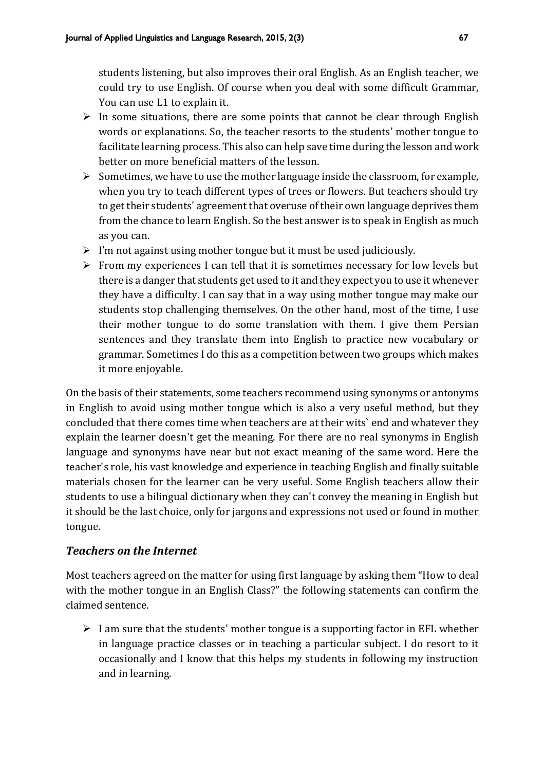students listening, but also improves their oral English. As an English teacher, we could try to use English. Of course when you deal with some difficult Grammar, You can use L1 to explain it.

- In some situations, there are some points that cannot be clear through English words or explanations. So, the teacher resorts to the students' mother tongue to facilitate learning process. This also can help save time during the lesson and work better on more beneficial matters of the lesson.
- Sometimes, we have to use the mother language inside the classroom, for example, when you try to teach different types of trees or flowers. But teachers should try to get their students' agreement that overuse of their own language deprives them from the chance to learn English. So the best answer is to speak in English as much as you can.
- I'm not against using mother tongue but it must be used judiciously.
- From my experiences I can tell that it is sometimes necessary for low levels but there is a danger that students get used to it and they expect you to use it whenever they have a difficulty. I can say that in a way using mother tongue may make our students stop challenging themselves. On the other hand, most of the time, I use their mother tongue to do some translation with them. I give them Persian sentences and they translate them into English to practice new vocabulary or grammar. Sometimes I do this as a competition between two groups which makes it more enjoyable.

On the basis of their statements, some teachers recommend using synonyms or antonyms in English to avoid using mother tongue which is also a very useful method, but they concluded that there comes time when teachers are at their wits` end and whatever they explain the learner doesn't get the meaning. For there are no real synonyms in English language and synonyms have near but not exact meaning of the same word. Here the teacher's role, his vast knowledge and experience in teaching English and finally suitable materials chosen for the learner can be very useful. Some English teachers allow their students to use a bilingual dictionary when they can't convey the meaning in English but it should be the last choice, only for jargons and expressions not used or found in mother tongue.

### *Teachers on the Internet*

Most teachers agreed on the matter for using first language by asking them "How to deal with the mother tongue in an English Class?" the following statements can confirm the claimed sentence.

- I am sure that the students' mother tongue is a supporting factor in EFL whether in language practice classes or in teaching a particular subject. I do resort to it occasionally and I know that this helps my students in following my instruction and in learning.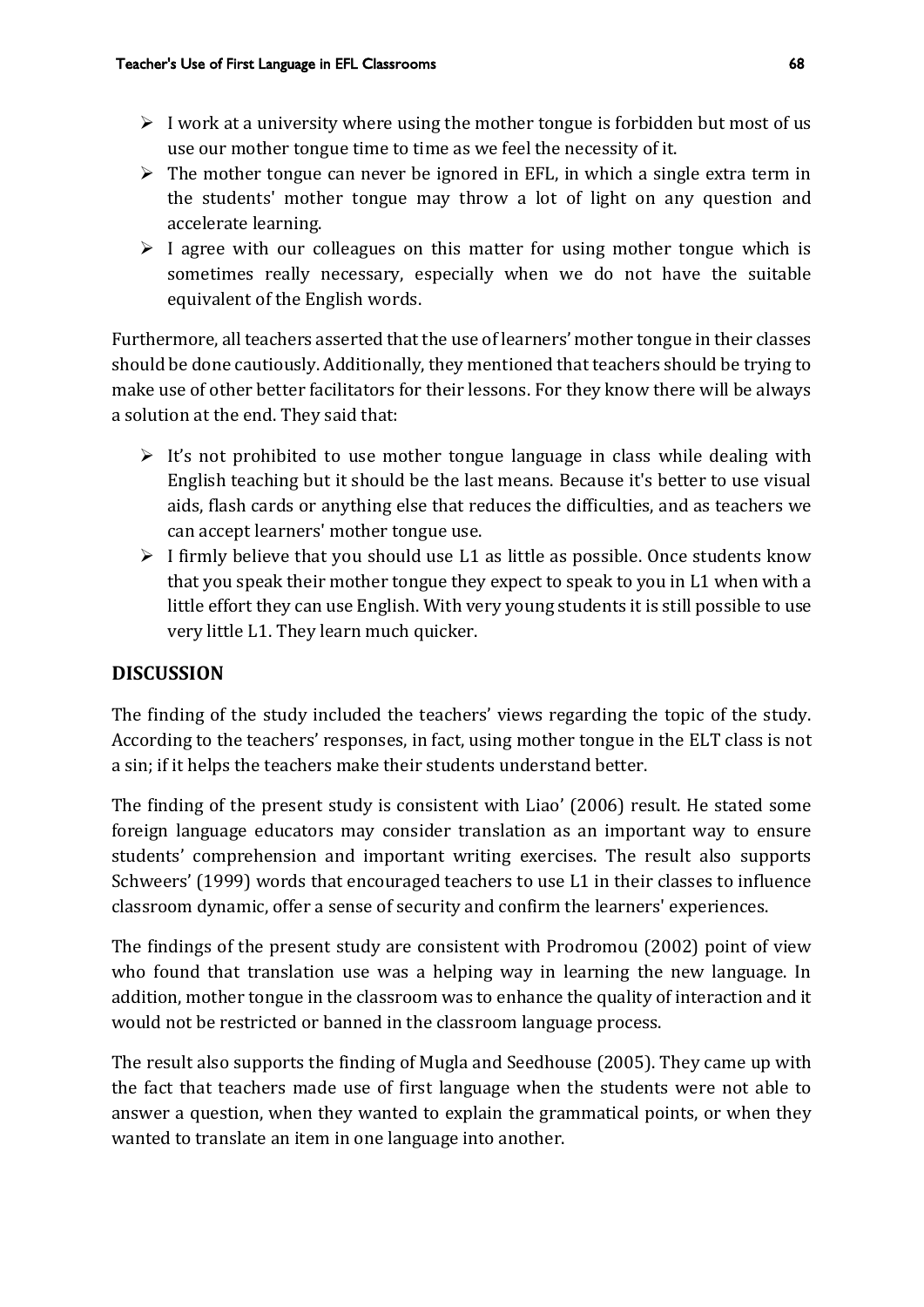- I work at a university where using the mother tongue is forbidden but most of us use our mother tongue time to time as we feel the necessity of it.
- The mother tongue can never be ignored in EFL, in which a single extra term in the students' mother tongue may throw a lot of light on any question and accelerate learning.
- I agree with our colleagues on this matter for using mother tongue which is sometimes really necessary, especially when we do not have the suitable equivalent of the English words.

Furthermore, all teachers asserted that the use of learners' mother tongue in their classes should be done cautiously. Additionally, they mentioned that teachers should be trying to make use of other better facilitators for their lessons. For they know there will be always a solution at the end. They said that:

- It's not prohibited to use mother tongue language in class while dealing with English teaching but it should be the last means. Because it's better to use visual aids, flash cards or anything else that reduces the difficulties, and as teachers we can accept learners' mother tongue use.
- I firmly believe that you should use L1 as little as possible. Once students know that you speak their mother tongue they expect to speak to you in L1 when with a little effort they can use English. With very young students it is still possible to use very little L1. They learn much quicker.

## DISCUSSION

The finding of the study included the teachers' views regarding the topic of the study. According to the teachers' responses, in fact, using mother tongue in the ELT class is not a sin; if it helps the teachers make their students understand better.

The finding of the present study is consistent with Liao' (2006) result. He stated some foreign language educators may consider translation as an important way to ensure students' comprehension and important writing exercises. The result also supports Schweers' (1999) words that encouraged teachers to use L1 in their classes to influence classroom dynamic, offer a sense of security and confirm the learners' experiences.

The findings of the present study are consistent with Prodromou (2002) point of view who found that translation use was a helping way in learning the new language. In addition, mother tongue in the classroom was to enhance the quality of interaction and it would not be restricted or banned in the classroom language process.

The result also supports the finding of Mugla and Seedhouse (2005). They came up with the fact that teachers made use of first language when the students were not able to answer a question, when they wanted to explain the grammatical points, or when they wanted to translate an item in one language into another.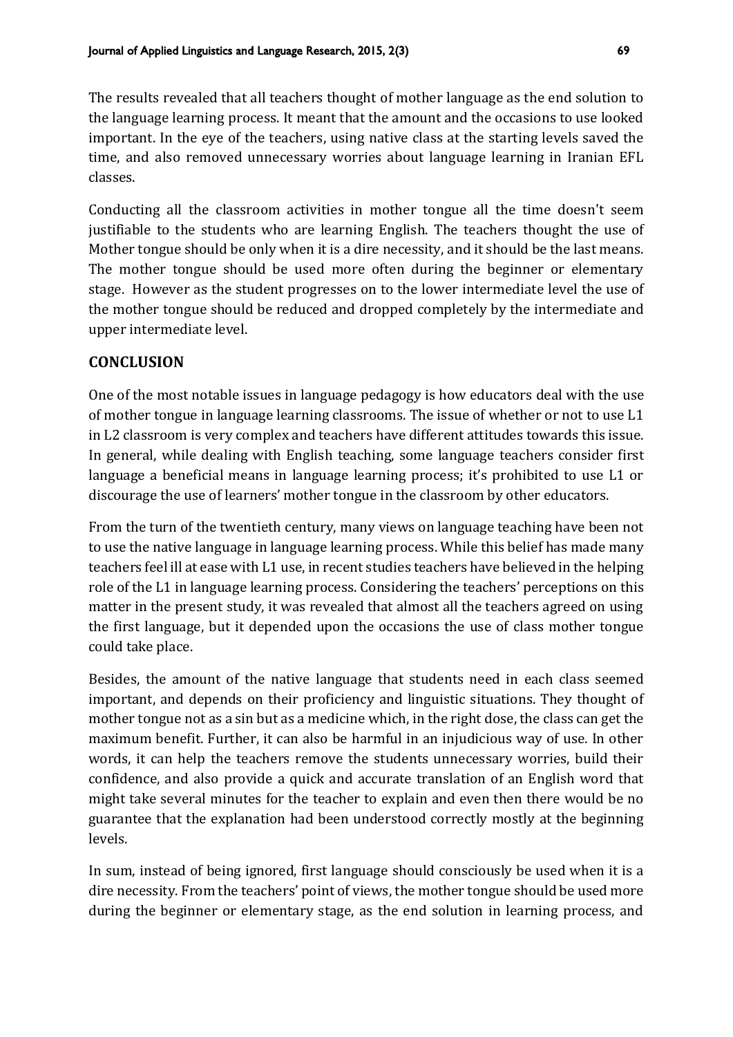The results revealed that all teachers thought of mother language as the end solution to the language learning process. It meant that the amount and the occasions to use looked important. In the eye of the teachers, using native class at the starting levels saved the time, and also removed unnecessary worries about language learning in Iranian EFL classes.

Conducting all the classroom activities in mother tongue all the time doesn't seem justifiable to the students who are learning English. The teachers thought the use of Mother tongue should be only when it is a dire necessity, and it should be the last means. The mother tongue should be used more often during the beginner or elementary stage. However as the student progresses on to the lower intermediate level the use of the mother tongue should be reduced and dropped completely by the intermediate and upper intermediate level.

## CONCLUSION

One of the most notable issues in language pedagogy is how educators deal with the use of mother tongue in language learning classrooms. The issue of whether or not to use L1 in L2 classroom is very complex and teachers have different attitudes towards this issue. In general, while dealing with English teaching, some language teachers consider first language a beneficial means in language learning process; it's prohibited to use L1 or discourage the use of learners' mother tongue in the classroom by other educators.

From the turn of the twentieth century, many views on language teaching have been not to use the native language in language learning process. While this belief has made many teachers feel ill at ease with L1 use, in recent studies teachers have believed in the helping role of the L1 in language learning process. Considering the teachers' perceptions on this matter in the present study, it was revealed that almost all the teachers agreed on using the first language, but it depended upon the occasions the use of class mother tongue could take place.

Besides, the amount of the native language that students need in each class seemed important, and depends on their proficiency and linguistic situations. They thought of mother tongue not as a sin but as a medicine which, in the right dose, the class can get the maximum benefit. Further, it can also be harmful in an injudicious way of use. In other words, it can help the teachers remove the students unnecessary worries, build their confidence, and also provide a quick and accurate translation of an English word that might take several minutes for the teacher to explain and even then there would be no guarantee that the explanation had been understood correctly mostly at the beginning levels.

In sum, instead of being ignored, first language should consciously be used when it is a dire necessity. From the teachers' point of views, the mother tongue should be used more during the beginner or elementary stage, as the end solution in learning process, and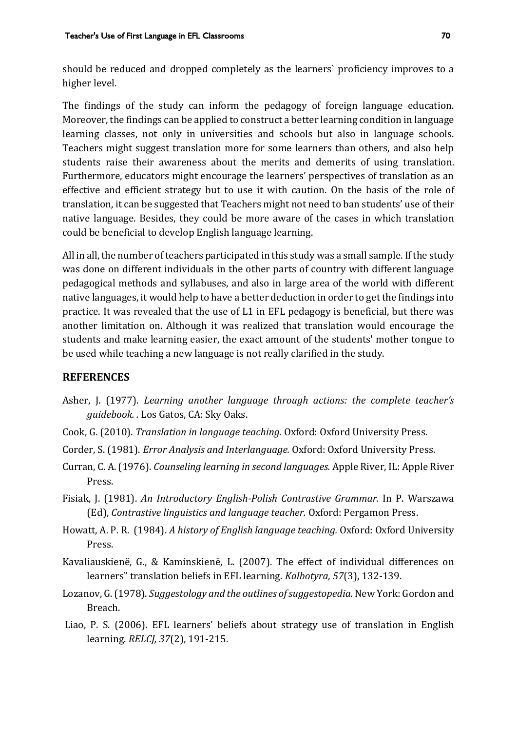should be reduced and dropped completely as the learners` proficiency improves to a higher level.

The findings of the study can inform the pedagogy of foreign language education. Moreover, the findings can be applied to construct a better learning condition in language learning classes, not only in universities and schools but also in language schools. Teachers might suggest translation more for some learners than others, and also help students raise their awareness about the merits and demerits of using translation. Furthermore, educators might encourage the learners' perspectives of translation as an effective and efficient strategy but to use it with caution. On the basis of the role of translation, it can be suggested that Teachers might not need to ban students' use of their native language. Besides, they could be more aware of the cases in which translation could be beneficial to develop English language learning.

All in all, the number of teachers participated in this study was a small sample. If the study was done on different individuals in the other parts of country with different language pedagogical methods and syllabuses, and also in large area of the world with different native languages, it would help to have a better deduction in order to get the findings into practice. It was revealed that the use of L1 in EFL pedagogy is beneficial, but there was another limitation on. Although it was realized that translation would encourage the students and make learning easier, the exact amount of the students' mother tongue to be used while teaching a new language is not really clarified in the study.

## REFERENCES

Asher, J. (1977). *Learning another language through actions: the complete teacher's guidebook. .* Los Gatos, CA: Sky Oaks.

Cook, G. (2010). *Translation in language teaching.* Oxford: Oxford University Press.

Corder, S. (1981). *Error Analysis and Interlanguage.* Oxford: Oxford University Press.

Curran, C. A. (1976). *Counseling learning in second languages.* Apple River, IL: Apple River Press.

Fisiak, J. (1981). *An Introductory English-Polish Contrastive Grammar.* In P. Warszawa (Ed), *Contrastive linguistics and language teacher.* Oxford: Pergamon Press.

Howatt, A. P. R. (1984). *A history of English language teaching.* Oxford: Oxford University Press.

Kavaliauskienë, G., & Kaminskienë, L. (2007). The effect of individual differences on learners‟ translation beliefs in EFL learning. *Kalbotyra, 57*(3), 132-139.

Lozanov, G. (1978). *Suggestology and the outlines of suggestopedia.* New York: Gordon and Breach.

Liao, P. S. (2006). EFL learners' beliefs about strategy use of translation in English learning. *RELCJ, 37*(2), 191-215.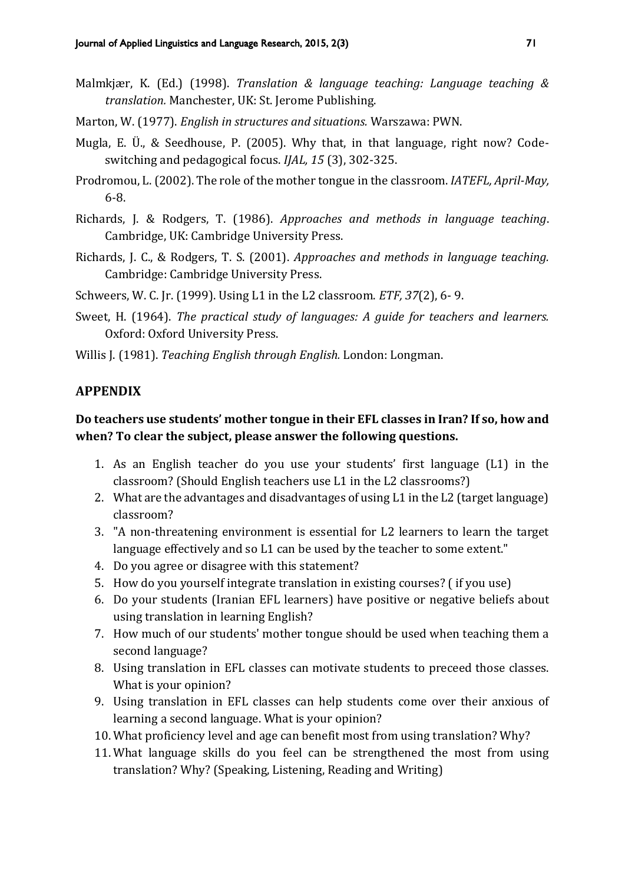Malmkjær, K. (Ed.) (1998). *Translation & language teaching: Language teaching & translation.* Manchester, UK: St. Jerome Publishing.

Marton, W. (1977). *English in structures and situations.* Warszawa: PWN.

Mugla, E. Ü., & Seedhouse, P. (2005). Why that, in that language, right now? Code-switching and pedagogical focus. *IJAL, 15* (3), 302-325.

Prodromou, L. (2002). The role of the mother tongue in the classroom. *IATEFL, April-May,* 6-8.

Richards, J. & Rodgers, T. (1986). *Approaches and methods in language teaching*. Cambridge, UK: Cambridge University Press.

Richards, J. C., & Rodgers, T. S. (2001). *Approaches and methods in language teaching.* Cambridge: Cambridge University Press.

Schweers, W. C. Jr. (1999). Using L1 in the L2 classroom. *ETF, 37*(2), 6- 9.

Sweet, H. (1964). *The practical study of languages: A guide for teachers and learners.* Oxford: Oxford University Press.

Willis J. (1981). *Teaching English through English.* London: Longman.

## APPENDIX

### Do teachers use students' mother tongue in their EFL classes in Iran? If so, how and when? To clear the subject, please answer the following questions.

1. As an English teacher do you use your students' first language (L1) in the classroom? (Should English teachers use L1 in the L2 classrooms?)
2. What are the advantages and disadvantages of using L1 in the L2 (target language) classroom?
3. "A non-threatening environment is essential for L2 learners to learn the target language effectively and so L1 can be used by the teacher to some extent."
4. Do you agree or disagree with this statement?
5. How do you yourself integrate translation in existing courses? ( if you use)
6. Do your students (Iranian EFL learners) have positive or negative beliefs about using translation in learning English?
7. How much of our students' mother tongue should be used when teaching them a second language?
8. Using translation in EFL classes can motivate students to preceed those classes. What is your opinion?
9. Using translation in EFL classes can help students come over their anxious of learning a second language. What is your opinion?
10. What proficiency level and age can benefit most from using translation? Why?
11. What language skills do you feel can be strengthened the most from using translation? Why? (Speaking, Listening, Reading and Writing)